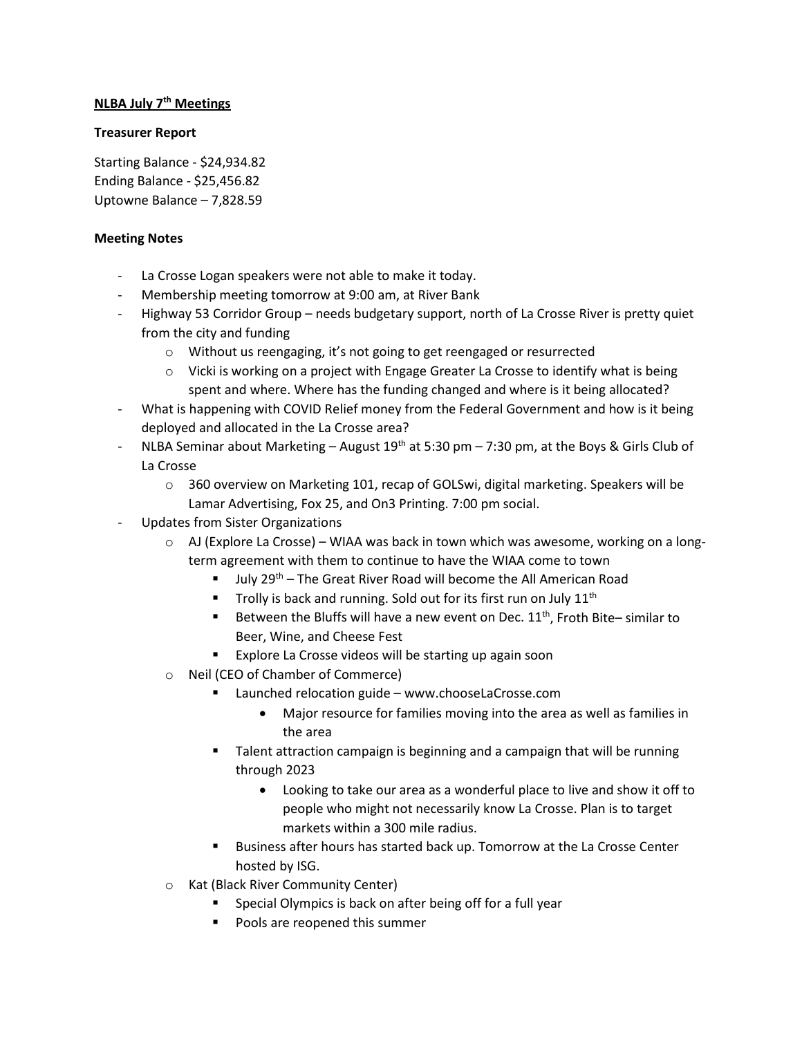**NLBA July 7th Meetings**

**Treasurer Report**

Starting Balance - $24,934.82
Ending Balance - $25,456.82
Uptowne Balance – 7,828.59

**Meeting Notes**

- La Crosse Logan speakers were not able to make it today.
- Membership meeting tomorrow at 9:00 am, at River Bank
- Highway 53 Corridor Group – needs budgetary support, north of La Crosse River is pretty quiet from the city and funding
  - Without us reengaging, it's not going to get reengaged or resurrected
  - Vicki is working on a project with Engage Greater La Crosse to identify what is being spent and where. Where has the funding changed and where is it being allocated?
- What is happening with COVID Relief money from the Federal Government and how is it being deployed and allocated in the La Crosse area?
- NLBA Seminar about Marketing – August 19th at 5:30 pm – 7:30 pm, at the Boys & Girls Club of La Crosse
  - 360 overview on Marketing 101, recap of GOLSwi, digital marketing. Speakers will be Lamar Advertising, Fox 25, and On3 Printing. 7:00 pm social.
- Updates from Sister Organizations
  - AJ (Explore La Crosse) – WIAA was back in town which was awesome, working on a long-term agreement with them to continue to have the WIAA come to town
    - July 29th – The Great River Road will become the All American Road
    - Trolly is back and running. Sold out for its first run on July 11th
    - Between the Bluffs will have a new event on Dec. 11th, Froth Bite– similar to Beer, Wine, and Cheese Fest
    - Explore La Crosse videos will be starting up again soon
  - Neil (CEO of Chamber of Commerce)
    - Launched relocation guide – www.chooseLaCrosse.com
      - Major resource for families moving into the area as well as families in the area
    - Talent attraction campaign is beginning and a campaign that will be running through 2023
      - Looking to take our area as a wonderful place to live and show it off to people who might not necessarily know La Crosse. Plan is to target markets within a 300 mile radius.
    - Business after hours has started back up. Tomorrow at the La Crosse Center hosted by ISG.
  - Kat (Black River Community Center)
    - Special Olympics is back on after being off for a full year
    - Pools are reopened this summer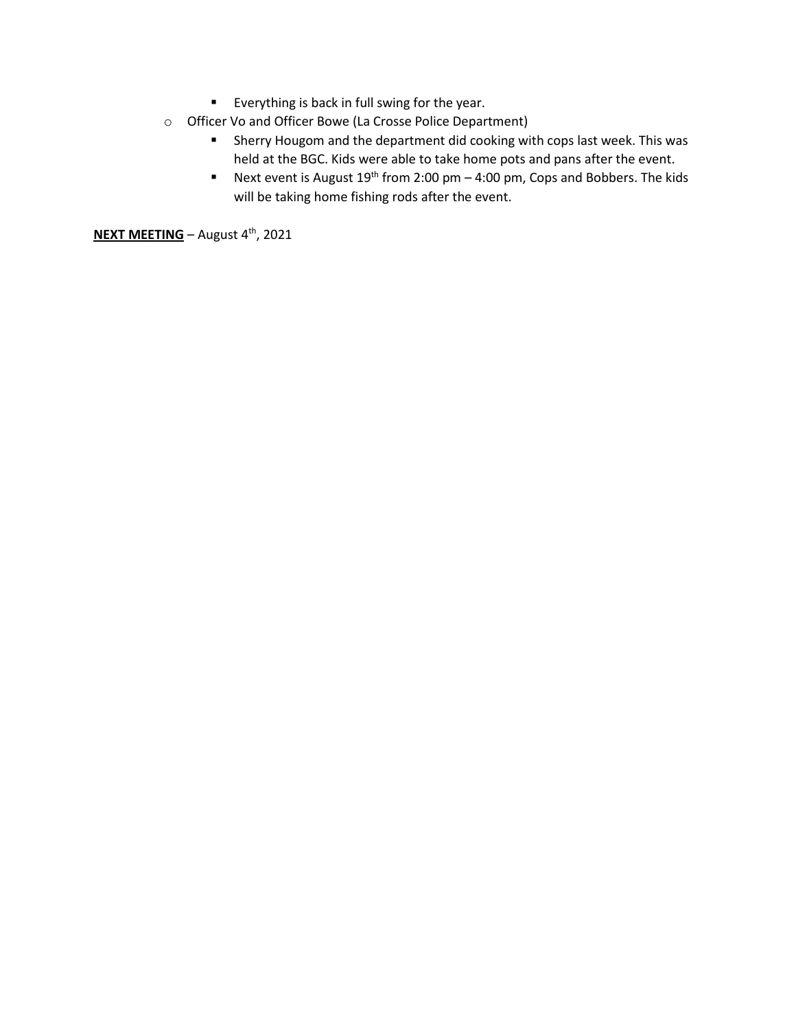- Everything is back in full swing for the year.
  - Officer Vo and Officer Bowe (La Crosse Police Department)
    - Sherry Hougom and the department did cooking with cops last week. This was held at the BGC. Kids were able to take home pots and pans after the event.
    - Next event is August 19th from 2:00 pm – 4:00 pm, Cops and Bobbers. The kids will be taking home fishing rods after the event.

**NEXT MEETING** – August 4th, 2021